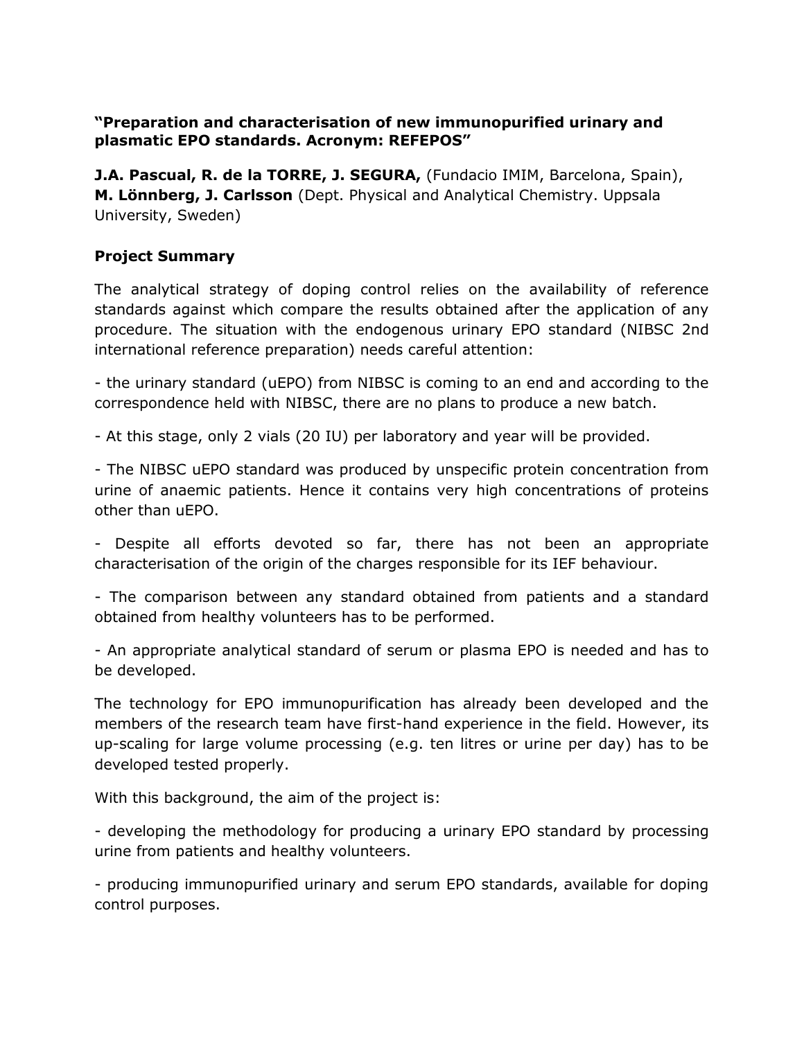**"Preparation and characterisation of new immunopurified urinary and plasmatic EPO standards. Acronym: REFEPOS"**

**J.A. Pascual, R. de la TORRE, J. SEGURA,** (Fundacio IMIM, Barcelona, Spain), **M. Lönnberg, J. Carlsson** (Dept. Physical and Analytical Chemistry. Uppsala University, Sweden)

## Project Summary

The analytical strategy of doping control relies on the availability of reference standards against which compare the results obtained after the application of any procedure. The situation with the endogenous urinary EPO standard (NIBSC 2nd international reference preparation) needs careful attention:

- the urinary standard (uEPO) from NIBSC is coming to an end and according to the correspondence held with NIBSC, there are no plans to produce a new batch.

- At this stage, only 2 vials (20 IU) per laboratory and year will be provided.

- The NIBSC uEPO standard was produced by unspecific protein concentration from urine of anaemic patients. Hence it contains very high concentrations of proteins other than uEPO.

- Despite all efforts devoted so far, there has not been an appropriate characterisation of the origin of the charges responsible for its IEF behaviour.

- The comparison between any standard obtained from patients and a standard obtained from healthy volunteers has to be performed.

- An appropriate analytical standard of serum or plasma EPO is needed and has to be developed.

The technology for EPO immunopurification has already been developed and the members of the research team have first-hand experience in the field. However, its up-scaling for large volume processing (e.g. ten litres or urine per day) has to be developed tested properly.

With this background, the aim of the project is:

- developing the methodology for producing a urinary EPO standard by processing urine from patients and healthy volunteers.

- producing immunopurified urinary and serum EPO standards, available for doping control purposes.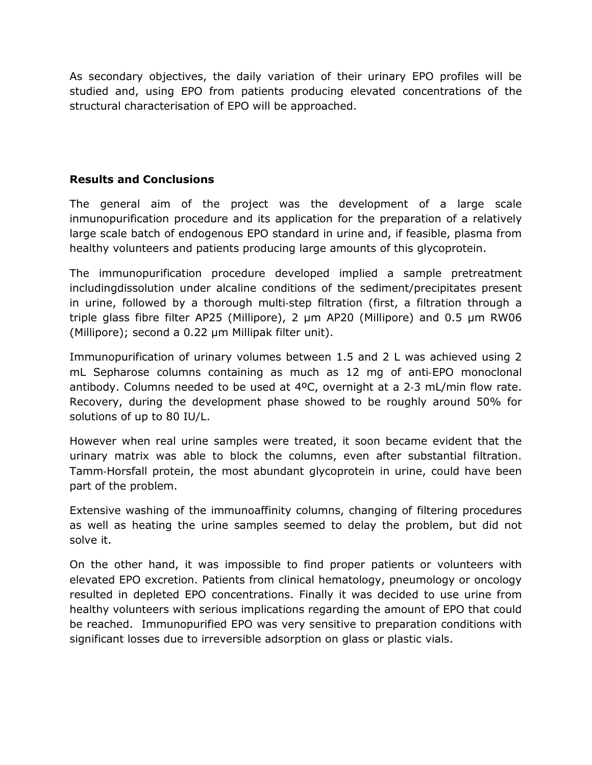As secondary objectives, the daily variation of their urinary EPO profiles will be studied and, using EPO from patients producing elevated concentrations of the structural characterisation of EPO will be approached.

**Results and Conclusions**

The general aim of the project was the development of a large scale inmunopurification procedure and its application for the preparation of a relatively large scale batch of endogenous EPO standard in urine and, if feasible, plasma from healthy volunteers and patients producing large amounts of this glycoprotein.

The immunopurification procedure developed implied a sample pretreatment includingdissolution under alcaline conditions of the sediment/precipitates present in urine, followed by a thorough multi-step filtration (first, a filtration through a triple glass fibre filter AP25 (Millipore), 2 µm AP20 (Millipore) and 0.5 µm RW06 (Millipore); second a 0.22 µm Millipak filter unit).

Immunopurification of urinary volumes between 1.5 and 2 L was achieved using 2 mL Sepharose columns containing as much as 12 mg of anti-EPO monoclonal antibody. Columns needed to be used at 4ºC, overnight at a 2-3 mL/min flow rate. Recovery, during the development phase showed to be roughly around 50% for solutions of up to 80 IU/L.

However when real urine samples were treated, it soon became evident that the urinary matrix was able to block the columns, even after substantial filtration. Tamm-Horsfall protein, the most abundant glycoprotein in urine, could have been part of the problem.

Extensive washing of the immunoaffinity columns, changing of filtering procedures as well as heating the urine samples seemed to delay the problem, but did not solve it.

On the other hand, it was impossible to find proper patients or volunteers with elevated EPO excretion. Patients from clinical hematology, pneumology or oncology resulted in depleted EPO concentrations. Finally it was decided to use urine from healthy volunteers with serious implications regarding the amount of EPO that could be reached. Immunopurified EPO was very sensitive to preparation conditions with significant losses due to irreversible adsorption on glass or plastic vials.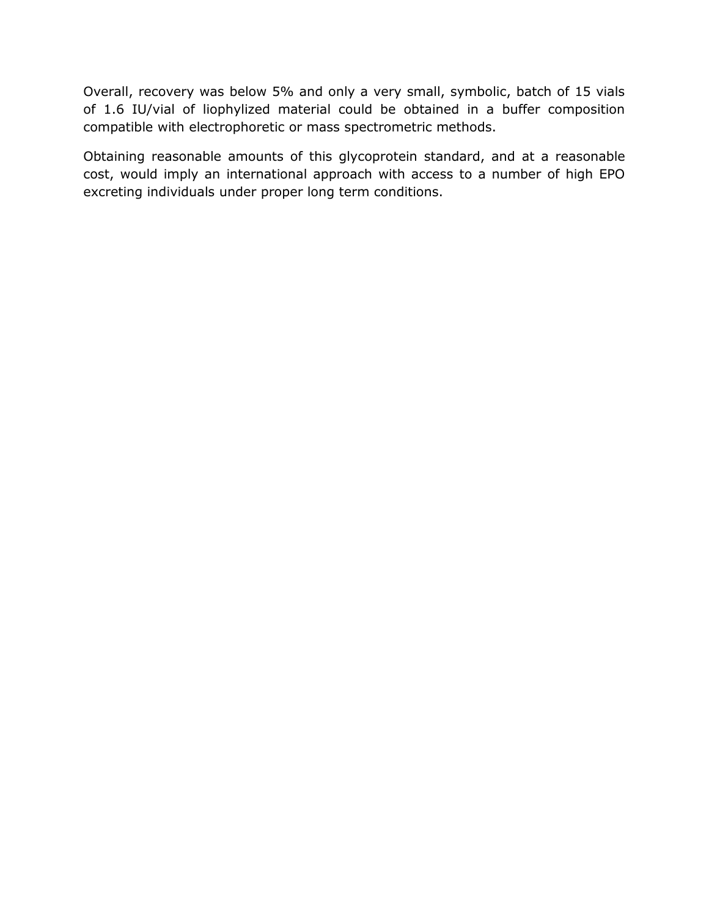Overall, recovery was below 5% and only a very small, symbolic, batch of 15 vials of 1.6 IU/vial of liophylized material could be obtained in a buffer composition compatible with electrophoretic or mass spectrometric methods.

Obtaining reasonable amounts of this glycoprotein standard, and at a reasonable cost, would imply an international approach with access to a number of high EPO excreting individuals under proper long term conditions.